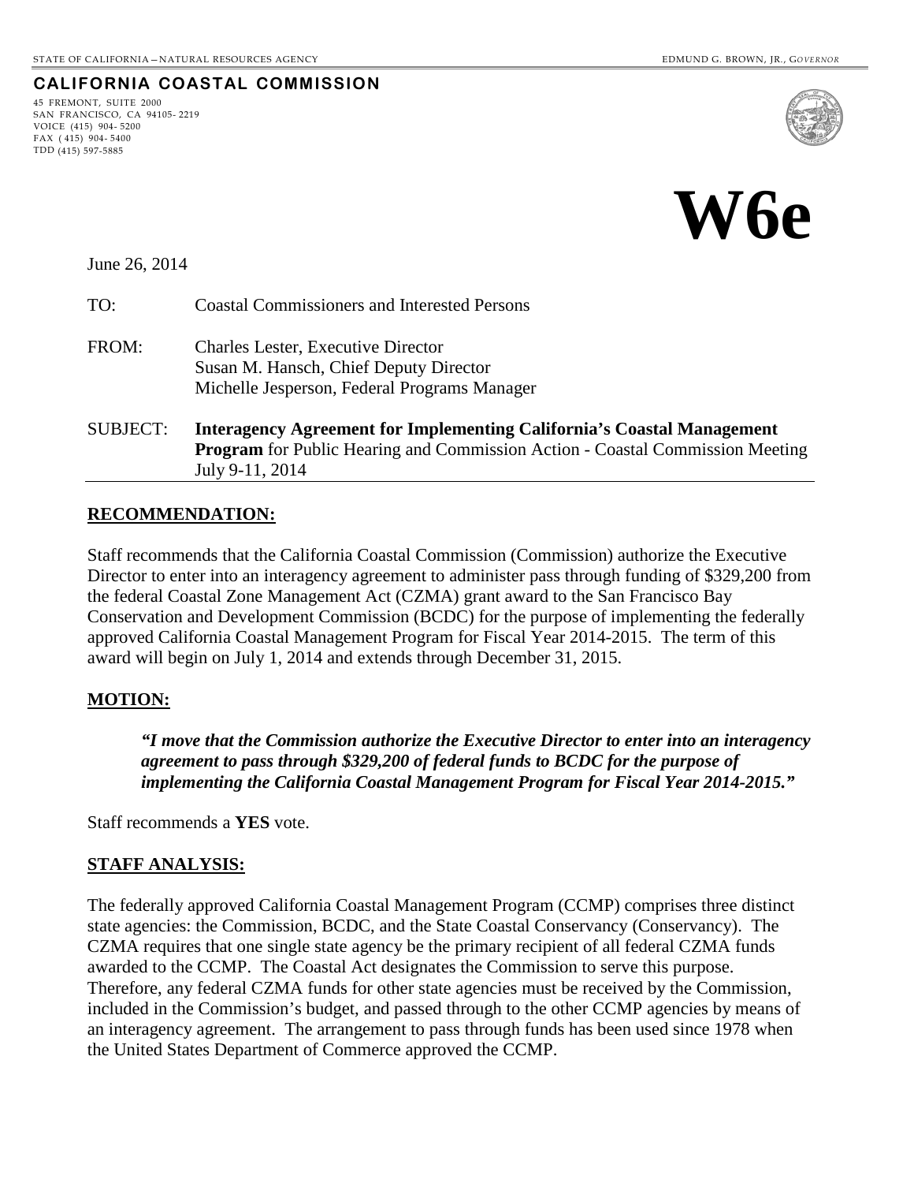STATE OF CALIFORNIA – NATURAL RESOURCES AGENCY EDMUND G. BROWN, JR., GOVERNOR

**CALIFORNIA COASTAL COMMISSION**

45 FREMONT, SUITE 2000
SAN FRANCISCO, CA 94105-2219
VOICE (415) 904-5200
FAX (415) 904-5400
TDD (415) 597-5885

# W6e

June 26, 2014

TO: Coastal Commissioners and Interested Persons

FROM: Charles Lester, Executive Director
Susan M. Hansch, Chief Deputy Director
Michelle Jesperson, Federal Programs Manager

SUBJECT: **Interagency Agreement for Implementing California's Coastal Management Program** for Public Hearing and Commission Action - Coastal Commission Meeting July 9-11, 2014

## RECOMMENDATION:

Staff recommends that the California Coastal Commission (Commission) authorize the Executive Director to enter into an interagency agreement to administer pass through funding of $329,200 from the federal Coastal Zone Management Act (CZMA) grant award to the San Francisco Bay Conservation and Development Commission (BCDC) for the purpose of implementing the federally approved California Coastal Management Program for Fiscal Year 2014-2015. The term of this award will begin on July 1, 2014 and extends through December 31, 2015.

## MOTION:

> ***"I move that the Commission authorize the Executive Director to enter into an interagency agreement to pass through $329,200 of federal funds to BCDC for the purpose of implementing the California Coastal Management Program for Fiscal Year 2014-2015."***

Staff recommends a **YES** vote.

## STAFF ANALYSIS:

The federally approved California Coastal Management Program (CCMP) comprises three distinct state agencies: the Commission, BCDC, and the State Coastal Conservancy (Conservancy). The CZMA requires that one single state agency be the primary recipient of all federal CZMA funds awarded to the CCMP. The Coastal Act designates the Commission to serve this purpose. Therefore, any federal CZMA funds for other state agencies must be received by the Commission, included in the Commission's budget, and passed through to the other CCMP agencies by means of an interagency agreement. The arrangement to pass through funds has been used since 1978 when the United States Department of Commerce approved the CCMP.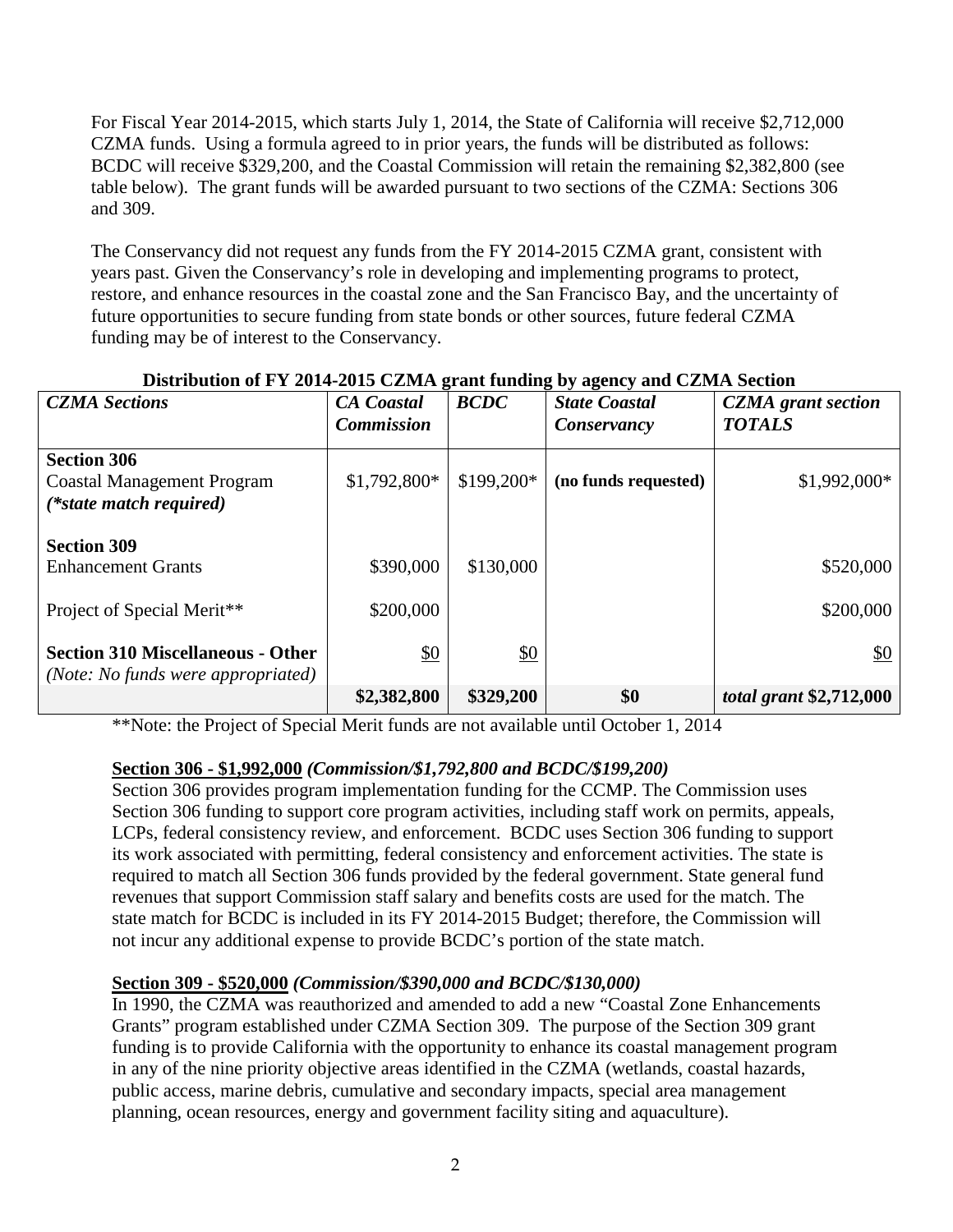For Fiscal Year 2014-2015, which starts July 1, 2014, the State of California will receive $2,712,000 CZMA funds. Using a formula agreed to in prior years, the funds will be distributed as follows: BCDC will receive $329,200, and the Coastal Commission will retain the remaining $2,382,800 (see table below). The grant funds will be awarded pursuant to two sections of the CZMA: Sections 306 and 309.

The Conservancy did not request any funds from the FY 2014-2015 CZMA grant, consistent with years past. Given the Conservancy's role in developing and implementing programs to protect, restore, and enhance resources in the coastal zone and the San Francisco Bay, and the uncertainty of future opportunities to secure funding from state bonds or other sources, future federal CZMA funding may be of interest to the Conservancy.

**Distribution of FY 2014-2015 CZMA grant funding by agency and CZMA Section**

| *CZMA Sections* | *CA Coastal Commission* | *BCDC* | *State Coastal Conservancy* | *CZMA grant section TOTALS* |
|---|---|---|---|---|
| **Section 306** Coastal Management Program ***(\*state match required)*** | $1,792,800* | $199,200* | **(no funds requested)** | $1,992,000* |
| **Section 309** Enhancement Grants | $390,000 | $130,000 | | $520,000 |
| Project of Special Merit** | $200,000 | | | $200,000 |
| **Section 310 Miscellaneous - Other** *(Note: No funds were appropriated)* | $0 | $0 | | $0 |
| | **$2,382,800** | **$329,200** | **$0** | ***total grant* $2,712,000** |

**Note: the Project of Special Merit funds are not available until October 1, 2014

**Section 306 - $1,992,000** ***(Commission/$1,792,800 and BCDC/$199,200)***

Section 306 provides program implementation funding for the CCMP. The Commission uses Section 306 funding to support core program activities, including staff work on permits, appeals, LCPs, federal consistency review, and enforcement. BCDC uses Section 306 funding to support its work associated with permitting, federal consistency and enforcement activities. The state is required to match all Section 306 funds provided by the federal government. State general fund revenues that support Commission staff salary and benefits costs are used for the match. The state match for BCDC is included in its FY 2014-2015 Budget; therefore, the Commission will not incur any additional expense to provide BCDC's portion of the state match.

**Section 309 - $520,000** ***(Commission/$390,000 and BCDC/$130,000)***

In 1990, the CZMA was reauthorized and amended to add a new "Coastal Zone Enhancements Grants" program established under CZMA Section 309. The purpose of the Section 309 grant funding is to provide California with the opportunity to enhance its coastal management program in any of the nine priority objective areas identified in the CZMA (wetlands, coastal hazards, public access, marine debris, cumulative and secondary impacts, special area management planning, ocean resources, energy and government facility siting and aquaculture).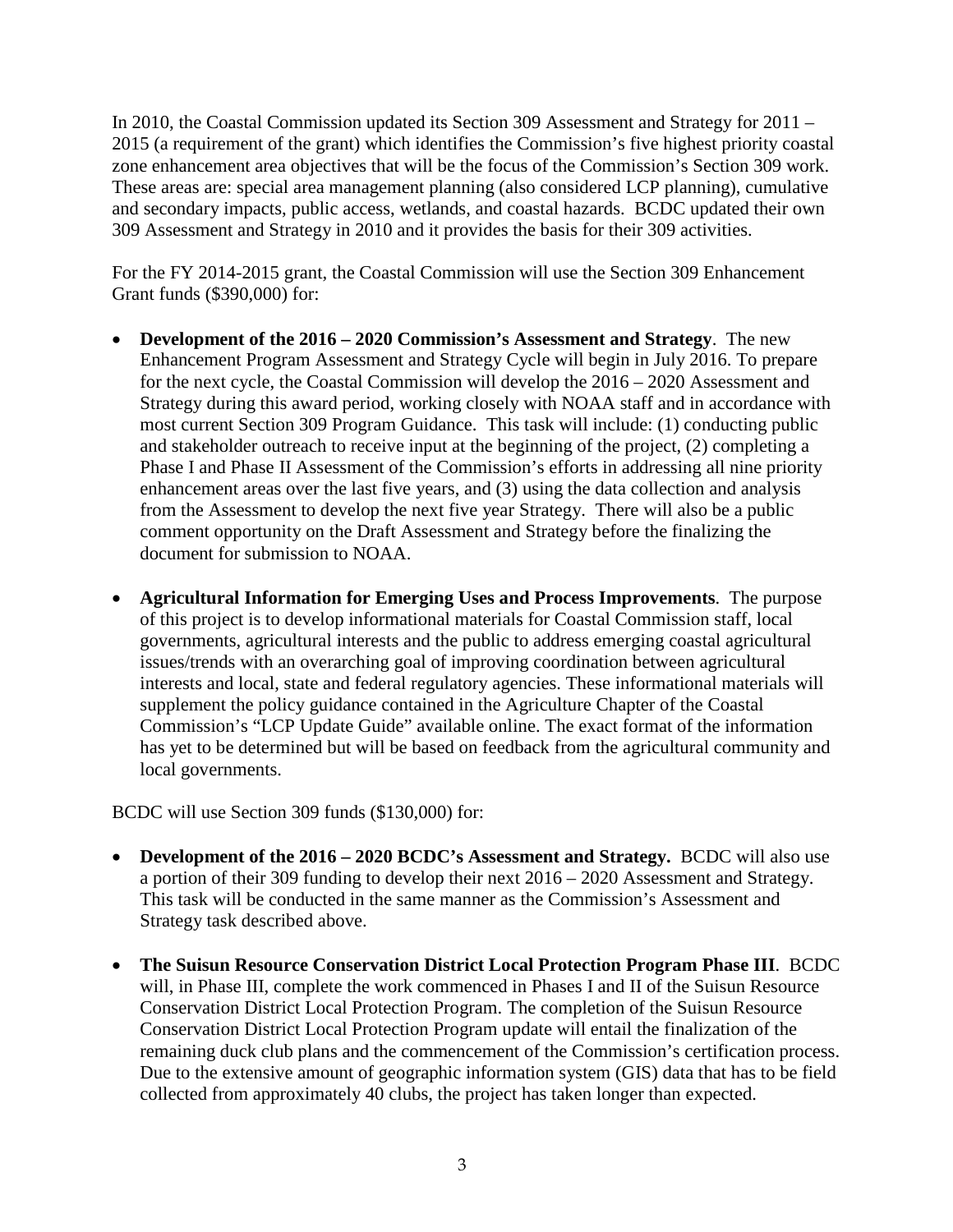In 2010, the Coastal Commission updated its Section 309 Assessment and Strategy for 2011 – 2015 (a requirement of the grant) which identifies the Commission's five highest priority coastal zone enhancement area objectives that will be the focus of the Commission's Section 309 work. These areas are: special area management planning (also considered LCP planning), cumulative and secondary impacts, public access, wetlands, and coastal hazards. BCDC updated their own 309 Assessment and Strategy in 2010 and it provides the basis for their 309 activities.

For the FY 2014-2015 grant, the Coastal Commission will use the Section 309 Enhancement Grant funds ($390,000) for:

- **Development of the 2016 – 2020 Commission's Assessment and Strategy**. The new Enhancement Program Assessment and Strategy Cycle will begin in July 2016. To prepare for the next cycle, the Coastal Commission will develop the 2016 – 2020 Assessment and Strategy during this award period, working closely with NOAA staff and in accordance with most current Section 309 Program Guidance. This task will include: (1) conducting public and stakeholder outreach to receive input at the beginning of the project, (2) completing a Phase I and Phase II Assessment of the Commission's efforts in addressing all nine priority enhancement areas over the last five years, and (3) using the data collection and analysis from the Assessment to develop the next five year Strategy. There will also be a public comment opportunity on the Draft Assessment and Strategy before the finalizing the document for submission to NOAA.

- **Agricultural Information for Emerging Uses and Process Improvements**. The purpose of this project is to develop informational materials for Coastal Commission staff, local governments, agricultural interests and the public to address emerging coastal agricultural issues/trends with an overarching goal of improving coordination between agricultural interests and local, state and federal regulatory agencies. These informational materials will supplement the policy guidance contained in the Agriculture Chapter of the Coastal Commission's "LCP Update Guide" available online. The exact format of the information has yet to be determined but will be based on feedback from the agricultural community and local governments.

BCDC will use Section 309 funds ($130,000) for:

- **Development of the 2016 – 2020 BCDC's Assessment and Strategy.** BCDC will also use a portion of their 309 funding to develop their next 2016 – 2020 Assessment and Strategy. This task will be conducted in the same manner as the Commission's Assessment and Strategy task described above.

- **The Suisun Resource Conservation District Local Protection Program Phase III**. BCDC will, in Phase III, complete the work commenced in Phases I and II of the Suisun Resource Conservation District Local Protection Program. The completion of the Suisun Resource Conservation District Local Protection Program update will entail the finalization of the remaining duck club plans and the commencement of the Commission's certification process. Due to the extensive amount of geographic information system (GIS) data that has to be field collected from approximately 40 clubs, the project has taken longer than expected.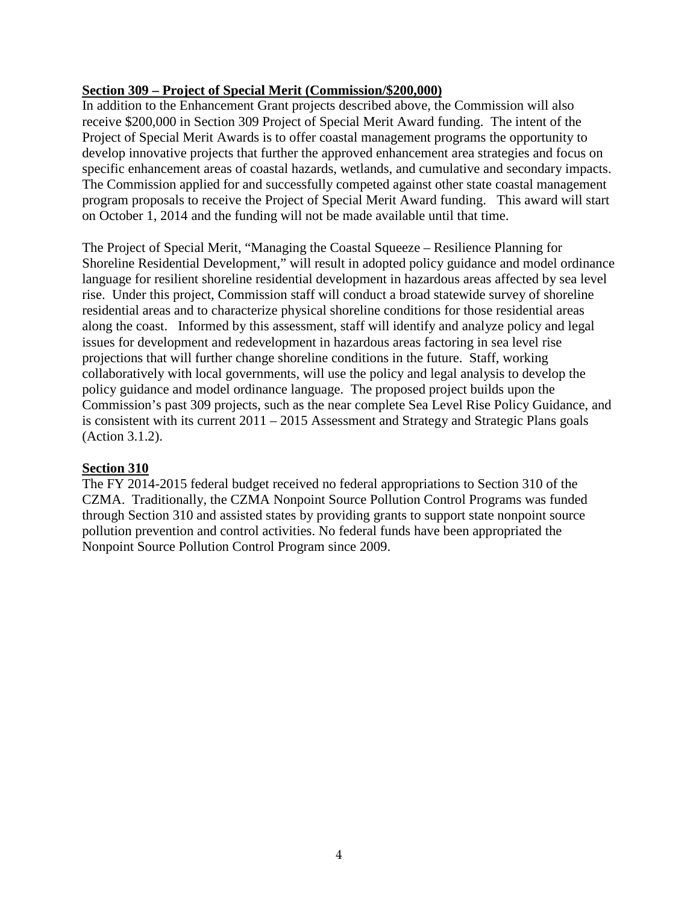**Section 309 – Project of Special Merit (Commission/$200,000)**

In addition to the Enhancement Grant projects described above, the Commission will also receive $200,000 in Section 309 Project of Special Merit Award funding. The intent of the Project of Special Merit Awards is to offer coastal management programs the opportunity to develop innovative projects that further the approved enhancement area strategies and focus on specific enhancement areas of coastal hazards, wetlands, and cumulative and secondary impacts. The Commission applied for and successfully competed against other state coastal management program proposals to receive the Project of Special Merit Award funding. This award will start on October 1, 2014 and the funding will not be made available until that time.

The Project of Special Merit, "Managing the Coastal Squeeze – Resilience Planning for Shoreline Residential Development," will result in adopted policy guidance and model ordinance language for resilient shoreline residential development in hazardous areas affected by sea level rise. Under this project, Commission staff will conduct a broad statewide survey of shoreline residential areas and to characterize physical shoreline conditions for those residential areas along the coast. Informed by this assessment, staff will identify and analyze policy and legal issues for development and redevelopment in hazardous areas factoring in sea level rise projections that will further change shoreline conditions in the future. Staff, working collaboratively with local governments, will use the policy and legal analysis to develop the policy guidance and model ordinance language. The proposed project builds upon the Commission's past 309 projects, such as the near complete Sea Level Rise Policy Guidance, and is consistent with its current 2011 – 2015 Assessment and Strategy and Strategic Plans goals (Action 3.1.2).

**Section 310**

The FY 2014-2015 federal budget received no federal appropriations to Section 310 of the CZMA. Traditionally, the CZMA Nonpoint Source Pollution Control Programs was funded through Section 310 and assisted states by providing grants to support state nonpoint source pollution prevention and control activities. No federal funds have been appropriated the Nonpoint Source Pollution Control Program since 2009.